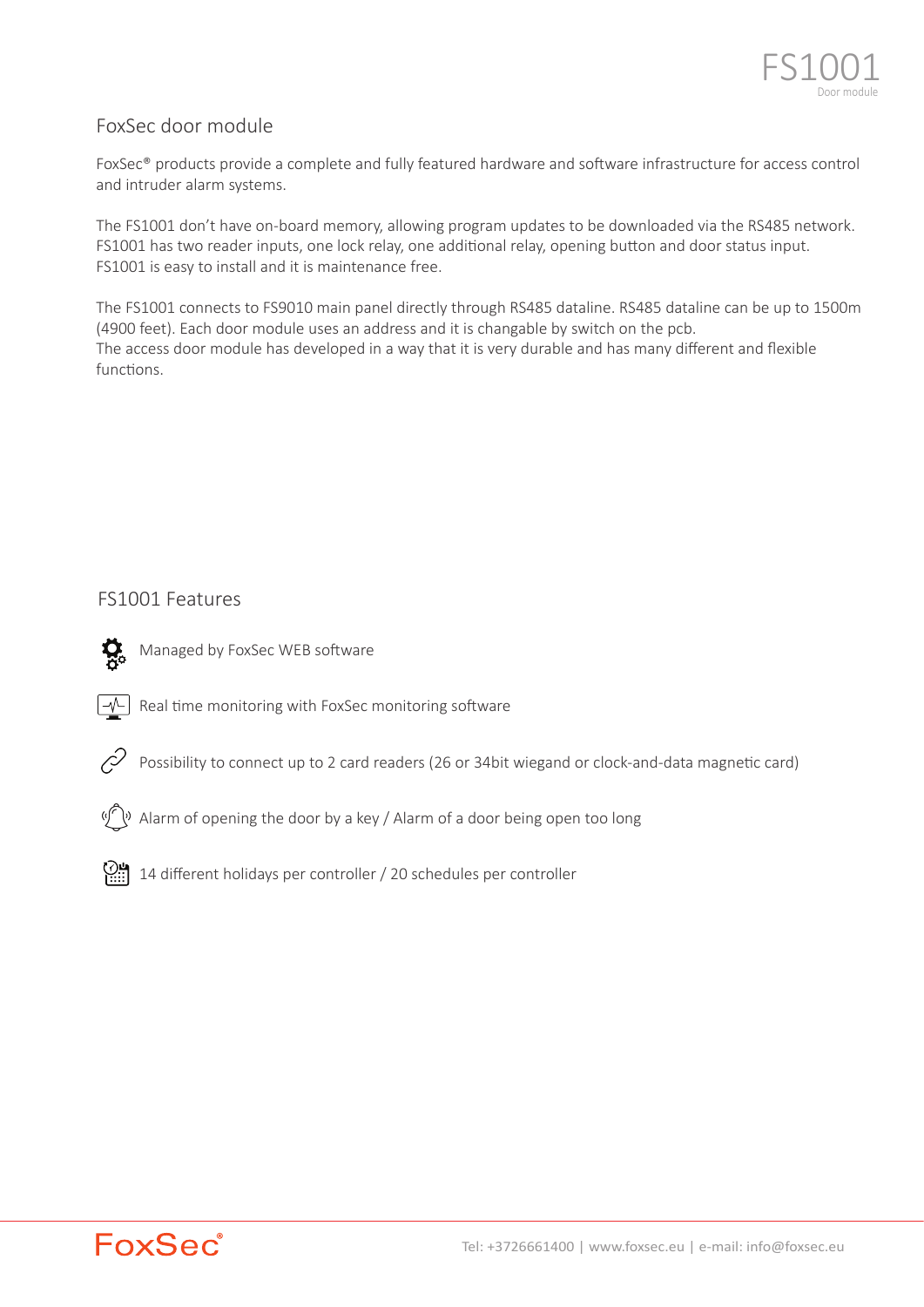# FS1001

Door module

## FoxSec door module

FoxSec® products provide a complete and fully featured hardware and software infrastructure for access control and intruder alarm systems.

The FS1001 don't have on-board memory, allowing program updates to be downloaded via the RS485 network. FS1001 has two reader inputs, one lock relay, one additional relay, opening button and door status input. FS1001 is easy to install and it is maintenance free.

The FS1001 connects to FS9010 main panel directly through RS485 dataline. RS485 dataline can be up to 1500m (4900 feet). Each door module uses an address and it is changable by switch on the pcb.
The access door module has developed in a way that it is very durable and has many different and flexible functions.

## FS1001 Features

- Managed by FoxSec WEB software
- Real time monitoring with FoxSec monitoring software
- Possibility to connect up to 2 card readers (26 or 34bit wiegand or clock-and-data magnetic card)
- Alarm of opening the door by a key / Alarm of a door being open too long
- 14 different holidays per controller / 20 schedules per controller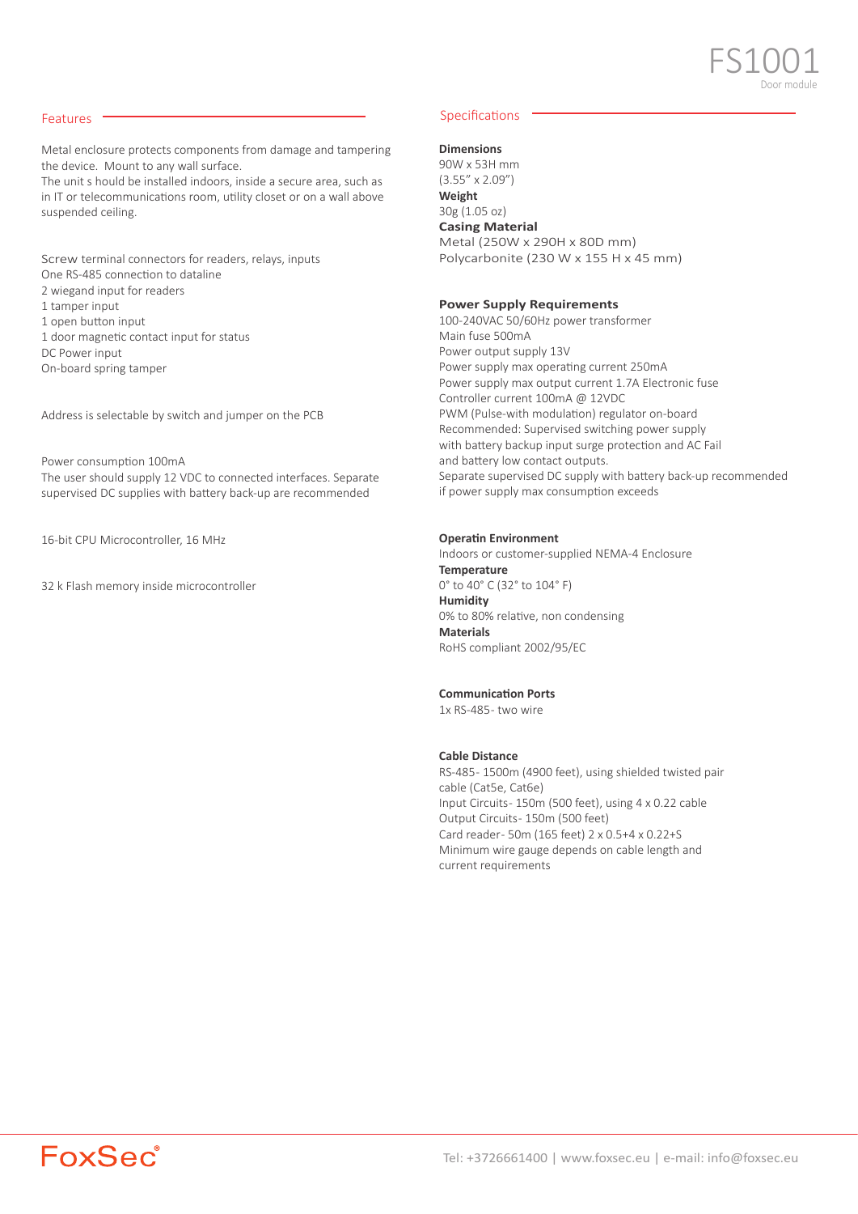# FS1001

Door module

## Features

Metal enclosure protects components from damage and tampering the device. Mount to any wall surface.
The unit s hould be installed indoors, inside a secure area, such as in IT or telecommunications room, utility closet or on a wall above suspended ceiling.

Screw terminal connectors for readers, relays, inputs
One RS-485 connection to dataline
2 wiegand input for readers
1 tamper input
1 open button input
1 door magnetic contact input for status
DC Power input
On-board spring tamper

Address is selectable by switch and jumper on the PCB

Power consumption 100mA
The user should supply 12 VDC to connected interfaces. Separate supervised DC supplies with battery back-up are recommended

16-bit CPU Microcontroller, 16 MHz

32 k Flash memory inside microcontroller

## Specifications

**Dimensions**
90W x 53H mm
(3.55" x 2.09")
**Weight**
30g (1.05 oz)
**Casing Material**
Metal (250W x 290H x 80D mm)
Polycarbonite (230 W x 155 H x 45 mm)

**Power Supply Requirements**
100-240VAC 50/60Hz power transformer
Main fuse 500mA
Power output supply 13V
Power supply max operating current 250mA
Power supply max output current 1.7A Electronic fuse
Controller current 100mA @ 12VDC
PWM (Pulse-with modulation) regulator on-board
Recommended: Supervised switching power supply with battery backup input surge protection and AC Fail and battery low contact outputs.
Separate supervised DC supply with battery back-up recommended if power supply max consumption exceeds

**Operatin Environment**
Indoors or customer-supplied NEMA-4 Enclosure
**Temperature**
0° to 40° C (32° to 104° F)
**Humidity**
0% to 80% relative, non condensing
**Materials**
RoHS compliant 2002/95/EC

**Communication Ports**
1x RS-485- two wire

**Cable Distance**
RS-485- 1500m (4900 feet), using shielded twisted pair cable (Cat5e, Cat6e)
Input Circuits- 150m (500 feet), using 4 x 0.22 cable
Output Circuits- 150m (500 feet)
Card reader- 50m (165 feet) 2 x 0.5+4 x 0.22+S
Minimum wire gauge depends on cable length and current requirements

FoxSec®

Tel: +3726661400 | www.foxsec.eu | e-mail: info@foxsec.eu